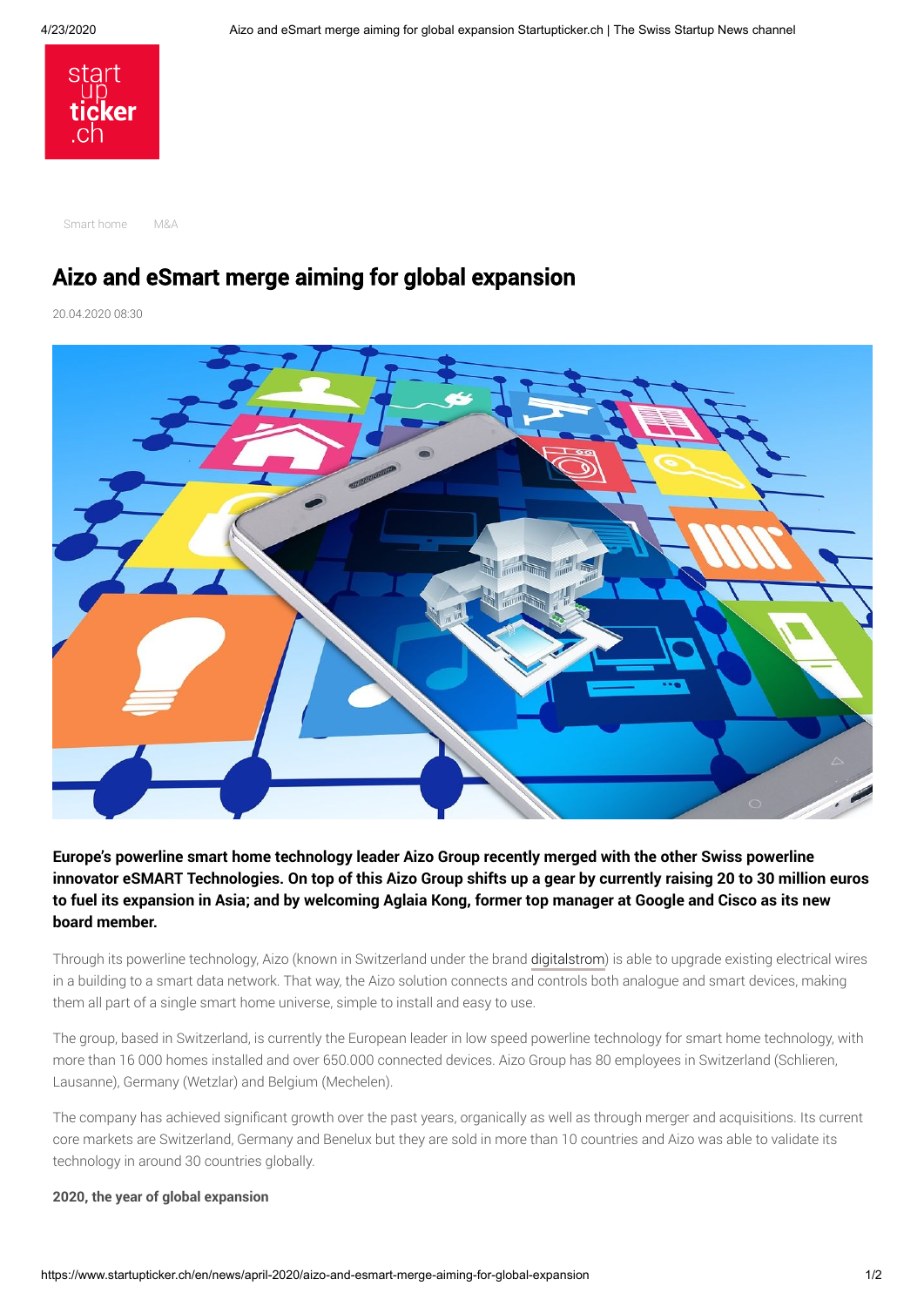Smart home M&A

# Aizo and eSmart merge aiming for global expansion

20.04.2020 08:30

**Europe's powerline smart home technology leader Aizo Group recently merged with the other Swiss powerline innovator eSMART Technologies. On top of this Aizo Group shifts up a gear by currently raising 20 to 30 million euros to fuel its expansion in Asia; and by welcoming Aglaia Kong, former top manager at Google and Cisco as its new board member.**

Through its powerline technology, Aizo (known in Switzerland under the brand digitalstrom) is able to upgrade existing electrical wires in a building to a smart data network. That way, the Aizo solution connects and controls both analogue and smart devices, making them all part of a single smart home universe, simple to install and easy to use.

The group, based in Switzerland, is currently the European leader in low speed powerline technology for smart home technology, with more than 16 000 homes installed and over 650.000 connected devices. Aizo Group has 80 employees in Switzerland (Schlieren, Lausanne), Germany (Wetzlar) and Belgium (Mechelen).

The company has achieved significant growth over the past years, organically as well as through merger and acquisitions. Its current core markets are Switzerland, Germany and Benelux but they are sold in more than 10 countries and Aizo was able to validate its technology in around 30 countries globally.

**2020, the year of global expansion**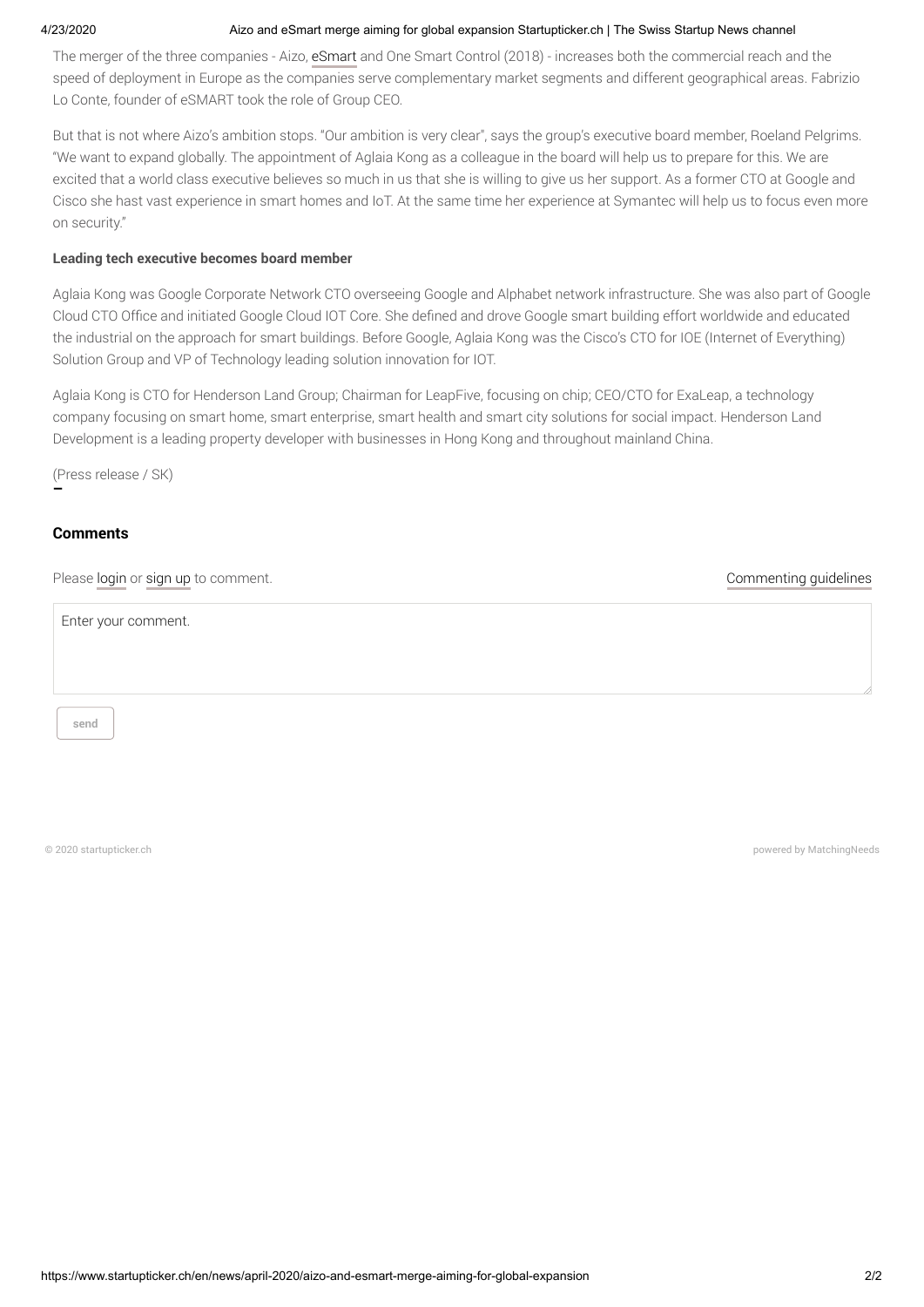The merger of the three companies - Aizo, eSmart and One Smart Control (2018) - increases both the commercial reach and the speed of deployment in Europe as the companies serve complementary market segments and different geographical areas. Fabrizio Lo Conte, founder of eSMART took the role of Group CEO.

But that is not where Aizo's ambition stops. "Our ambition is very clear", says the group's executive board member, Roeland Pelgrims. "We want to expand globally. The appointment of Aglaia Kong as a colleague in the board will help us to prepare for this. We are excited that a world class executive believes so much in us that she is willing to give us her support. As a former CTO at Google and Cisco she hast vast experience in smart homes and IoT. At the same time her experience at Symantec will help us to focus even more on security."

**Leading tech executive becomes board member**

Aglaia Kong was Google Corporate Network CTO overseeing Google and Alphabet network infrastructure. She was also part of Google Cloud CTO Office and initiated Google Cloud IOT Core. She defined and drove Google smart building effort worldwide and educated the industrial on the approach for smart buildings. Before Google, Aglaia Kong was the Cisco's CTO for IOE (Internet of Everything) Solution Group and VP of Technology leading solution innovation for IOT.

Aglaia Kong is CTO for Henderson Land Group; Chairman for LeapFive, focusing on chip; CEO/CTO for ExaLeap, a technology company focusing on smart home, smart enterprise, smart health and smart city solutions for social impact. Henderson Land Development is a leading property developer with businesses in Hong Kong and throughout mainland China.

(Press release / SK)

## Comments

Please login or sign up to comment. Commenting guidelines

Enter your comment.

send

© 2020 startupticker.ch powered by MatchingNeeds